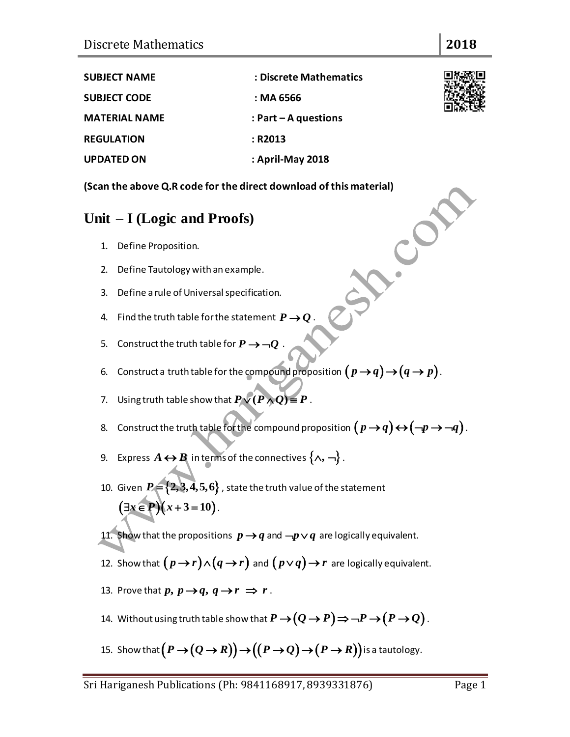**SUBJECT NAME** : **Discrete Mathematics**

**SUBJECT CODE** : **MA 6566**

**MATERIAL NAME** : **Part – A questions**

**REGULATION** : **R2013**

**UPDATED ON** : **April-May 2018**

**(Scan the above Q.R code for the direct download of this material)**

## Unit – I (Logic and Proofs)

1. Define Proposition.
2. Define Tautology with an example.
3. Define a rule of Universal specification.
4. Find the truth table for the statement $P \to Q$.
5. Construct the truth table for $P \to \neg Q$.
6. Construct a truth table for the compound proposition $(p \to q) \to (q \to p)$.
7. Using truth table show that $P \vee (P \wedge Q) \equiv P$.
8. Construct the truth table for the compound proposition $(p \to q) \leftrightarrow (\neg p \to \neg q)$.
9. Express $A \leftrightarrow B$ in terms of the connectives $\{\wedge, \neg\}$.
10. Given $P = \{2,3,4,5,6\}$, state the truth value of the statement $(\exists x \in P)(x + 3 = 10)$.
11. Show that the propositions $p \to q$ and $\neg p \vee q$ are logically equivalent.
12. Show that $(p \to r) \wedge (q \to r)$ and $(p \vee q) \to r$ are logically equivalent.
13. Prove that $p,\ p \to q,\ q \to r \ \Rightarrow\ r$.
14. Without using truth table show that $P \to (Q \to P) \Rightarrow \neg P \to (P \to Q)$.
15. Show that $(P \to (Q \to R)) \to ((P \to Q) \to (P \to R))$ is a tautology.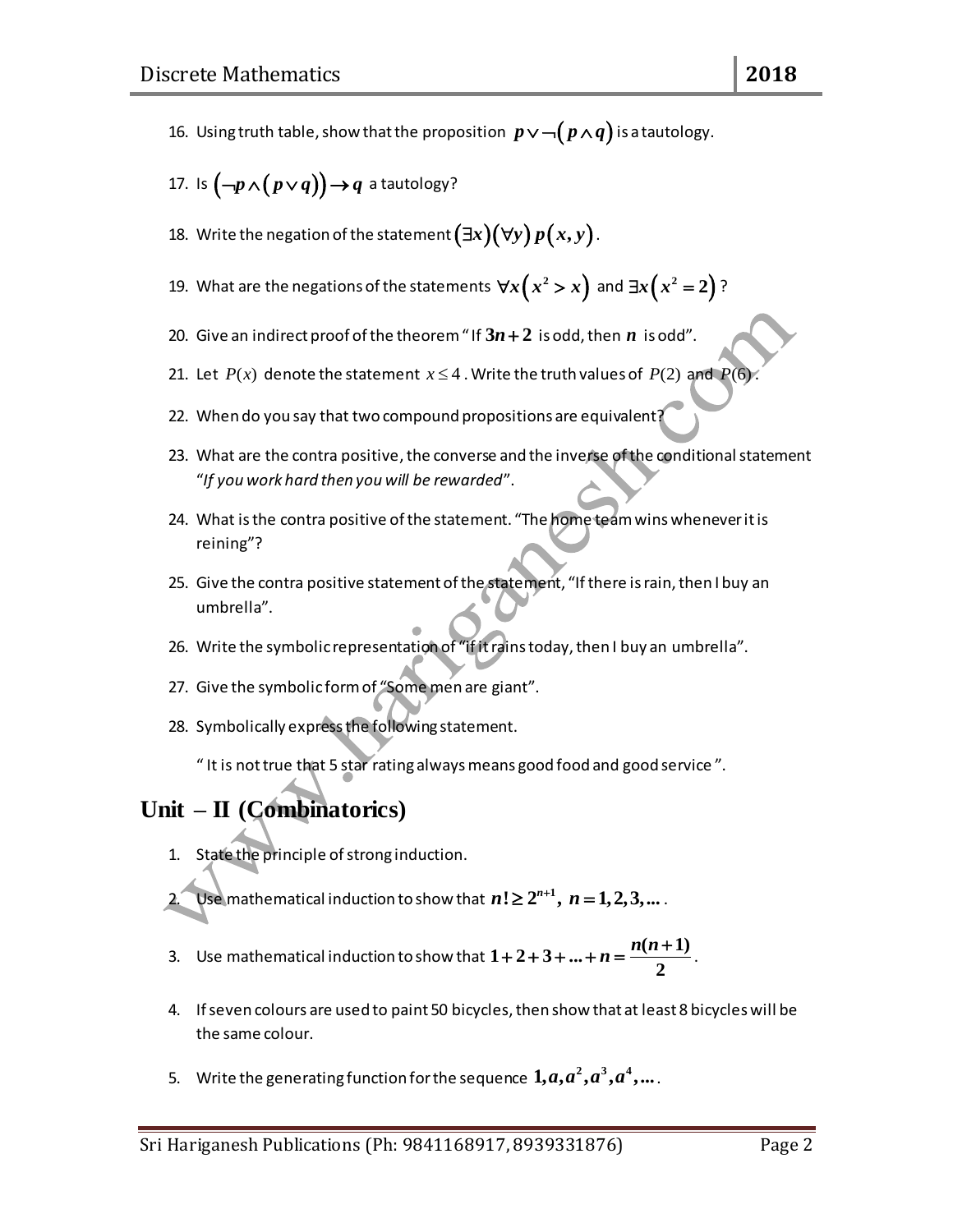16. Using truth table, show that the proposition $p \vee \neg(p \wedge q)$ is a tautology.

17. Is $(\neg p \wedge (p \vee q)) \rightarrow q$ a tautology?

18. Write the negation of the statement $(\exists x)(\forall y)\, p(x, y)$.

19. What are the negations of the statements $\forall x(x^2 > x)$ and $\exists x(x^2 = 2)$?

20. Give an indirect proof of the theorem " If $3n+2$ is odd, then $n$ is odd".

21. Let $P(x)$ denote the statement $x \leq 4$. Write the truth values of $P(2)$ and $P(6)$.

22. When do you say that two compound propositions are equivalent?

23. What are the contra positive, the converse and the inverse of the conditional statement "*If you work hard then you will be rewarded*".

24. What is the contra positive of the statement. "The home team wins whenever it is reining"?

25. Give the contra positive statement of the statement, "If there is rain, then I buy an umbrella".

26. Write the symbolic representation of "if it rains today, then I buy an umbrella".

27. Give the symbolic form of "Some men are giant".

28. Symbolically express the following statement.

    " It is not true that 5 star rating always means good food and good service ".

## Unit – II (Combinatorics)

1. State the principle of strong induction.

2. Use mathematical induction to show that $n! \geq 2^{n+1},\ n = 1, 2, 3, \ldots$.

3. Use mathematical induction to show that $1 + 2 + 3 + \ldots + n = \dfrac{n(n+1)}{2}$.

4. If seven colours are used to paint 50 bicycles, then show that at least 8 bicycles will be the same colour.

5. Write the generating function for the sequence $1, a, a^2, a^3, a^4, \ldots$.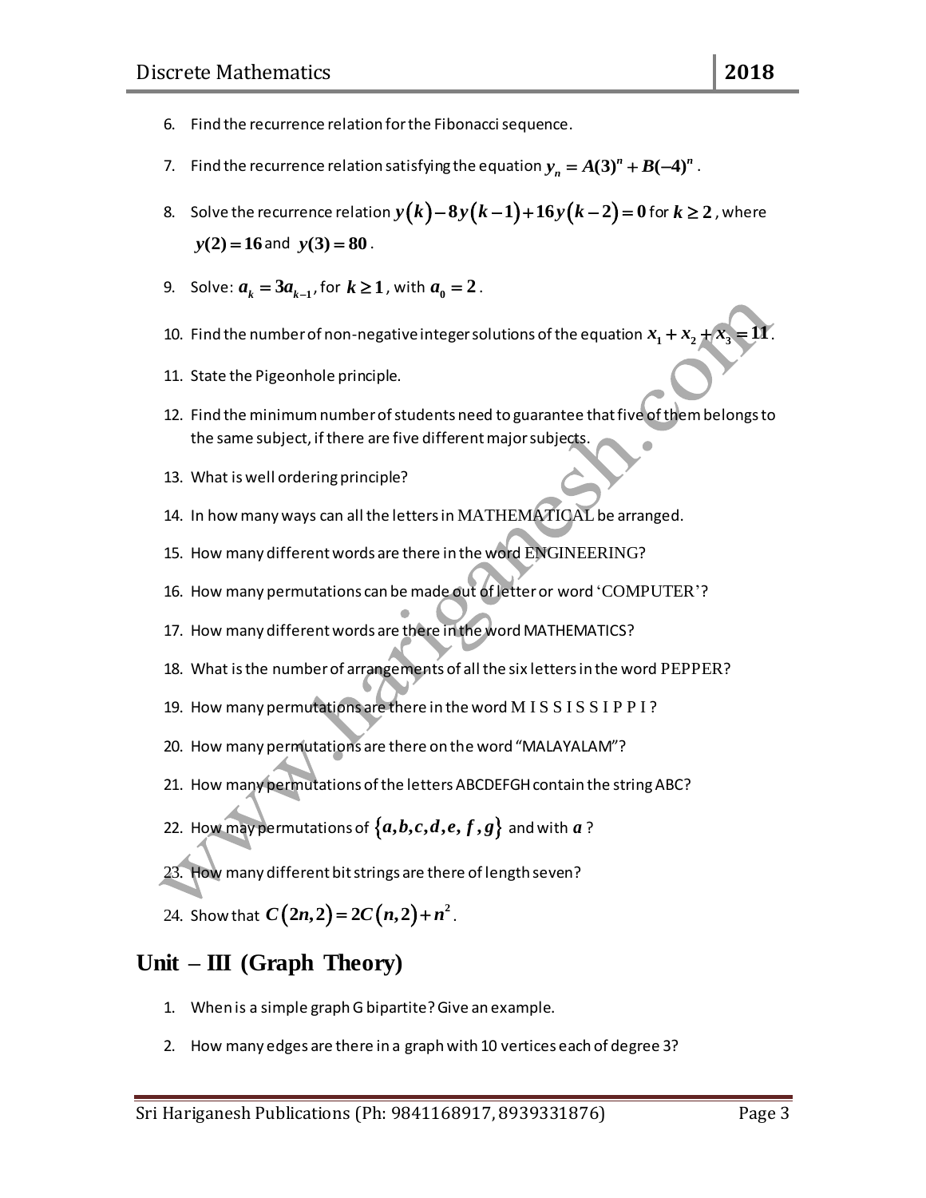6. Find the recurrence relation for the Fibonacci sequence.
7. Find the recurrence relation satisfying the equation $y_n = A(3)^n + B(-4)^n$.
8. Solve the recurrence relation $y(k) - 8y(k-1) + 16y(k-2) = 0$ for $k \geq 2$, where $y(2) = 16$ and $y(3) = 80$.
9. Solve: $a_k = 3a_{k-1}$, for $k \geq 1$, with $a_0 = 2$.
10. Find the number of non-negative integer solutions of the equation $x_1 + x_2 + x_3 = 11$.
11. State the Pigeonhole principle.
12. Find the minimum number of students need to guarantee that five of them belongs to the same subject, if there are five different major subjects.
13. What is well ordering principle?
14. In how many ways can all the letters in MATHEMATICAL be arranged.
15. How many different words are there in the word ENGINEERING?
16. How many permutations can be made out of letter or word 'COMPUTER'?
17. How many different words are there in the word MATHEMATICS?
18. What is the number of arrangements of all the six letters in the word PEPPER?
19. How many permutations are there in the word M I S S I S S I P P I ?
20. How many permutations are there on the word "MALAYALAM"?
21. How many permutations of the letters ABCDEFGH contain the string ABC?
22. How may permutations of $\{a, b, c, d, e, f, g\}$ and with $a$ ?
23. How many different bit strings are there of length seven?
24. Show that $C(2n, 2) = 2C(n, 2) + n^2$.

## Unit – III (Graph Theory)

1. When is a simple graph G bipartite? Give an example.
2. How many edges are there in a graph with 10 vertices each of degree 3?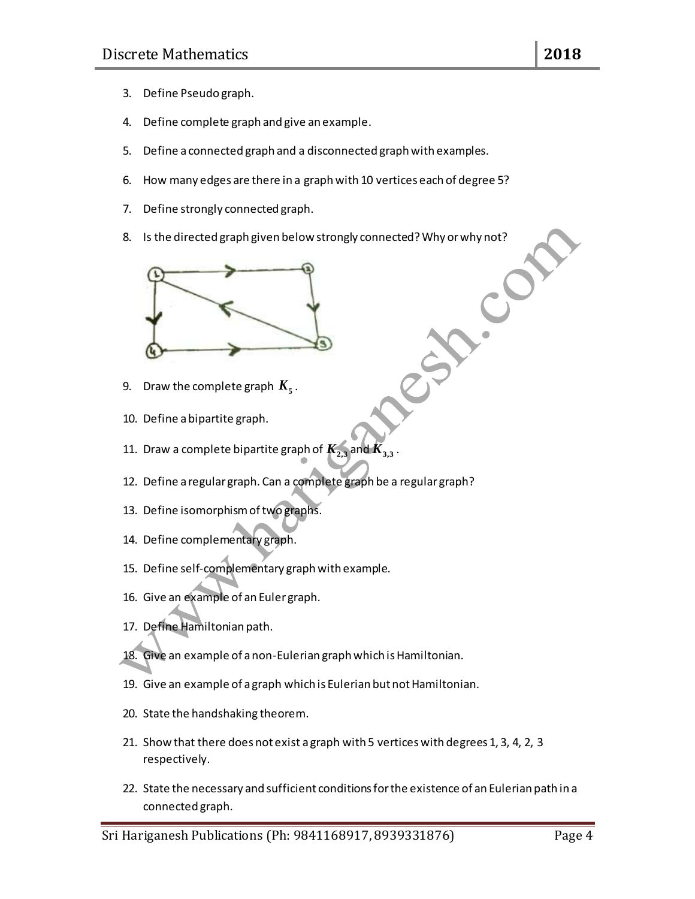3. Define Pseudo graph.

4. Define complete graph and give an example.

5. Define a connected graph and a disconnected graph with examples.

6. How many edges are there in a graph with 10 vertices each of degree 5?

7. Define strongly connected graph.

8. Is the directed graph given below strongly connected? Why or why not?

9. Draw the complete graph $K_5$.

10. Define a bipartite graph.

11. Draw a complete bipartite graph of $K_{2,3}$ and $K_{3,3}$.

12. Define a regular graph. Can a complete graph be a regular graph?

13. Define isomorphism of two graphs.

14. Define complementary graph.

15. Define self-complementary graph with example.

16. Give an example of an Euler graph.

17. Define Hamiltonian path.

18. Give an example of a non-Eulerian graph which is Hamiltonian.

19. Give an example of a graph which is Eulerian but not Hamiltonian.

20. State the handshaking theorem.

21. Show that there does not exist a graph with 5 vertices with degrees 1, 3, 4, 2, 3 respectively.

22. State the necessary and sufficient conditions for the existence of an Eulerian path in a connected graph.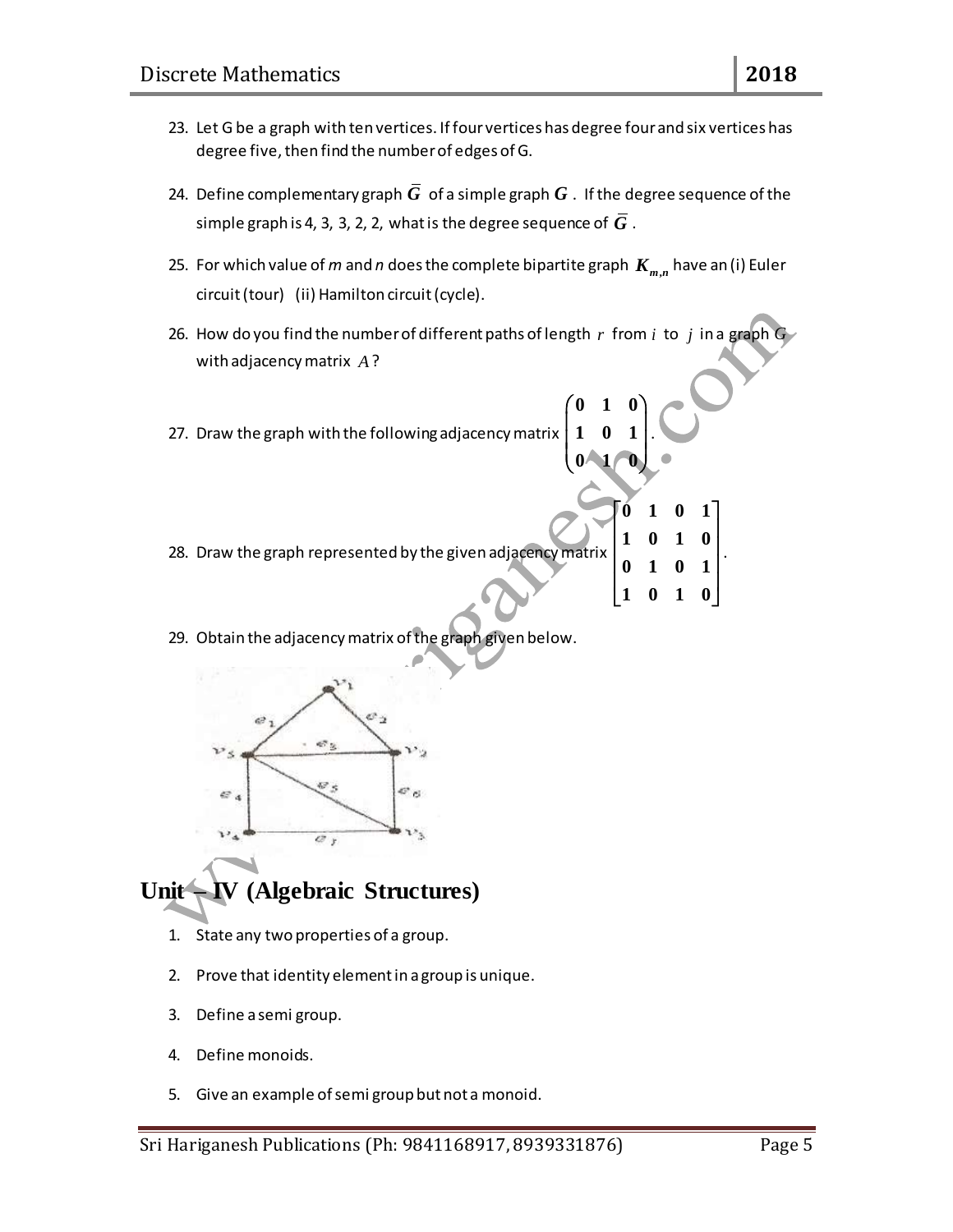23. Let G be a graph with ten vertices. If four vertices has degree four and six vertices has degree five, then find the number of edges of G.

24. Define complementary graph $\overline{G}$ of a simple graph $G$. If the degree sequence of the simple graph is 4, 3, 3, 2, 2, what is the degree sequence of $\overline{G}$.

25. For which value of *m* and *n* does the complete bipartite graph $K_{m,n}$ have an (i) Euler circuit (tour) (ii) Hamilton circuit (cycle).

26. How do you find the number of different paths of length $r$ from $i$ to $j$ in a graph G with adjacency matrix $A$?

27. Draw the graph with the following adjacency matrix $\begin{pmatrix} 0 & 1 & 0 \\ 1 & 0 & 1 \\ 0 & 1 & 0 \end{pmatrix}$.

28. Draw the graph represented by the given adjacency matrix $\begin{bmatrix} 0 & 1 & 0 & 1 \\ 1 & 0 & 1 & 0 \\ 0 & 1 & 0 & 1 \\ 1 & 0 & 1 & 0 \end{bmatrix}$.

29. Obtain the adjacency matrix of the graph given below.

## Unit – IV (Algebraic Structures)

1. State any two properties of a group.
2. Prove that identity element in a group is unique.
3. Define a semi group.
4. Define monoids.
5. Give an example of semi group but not a monoid.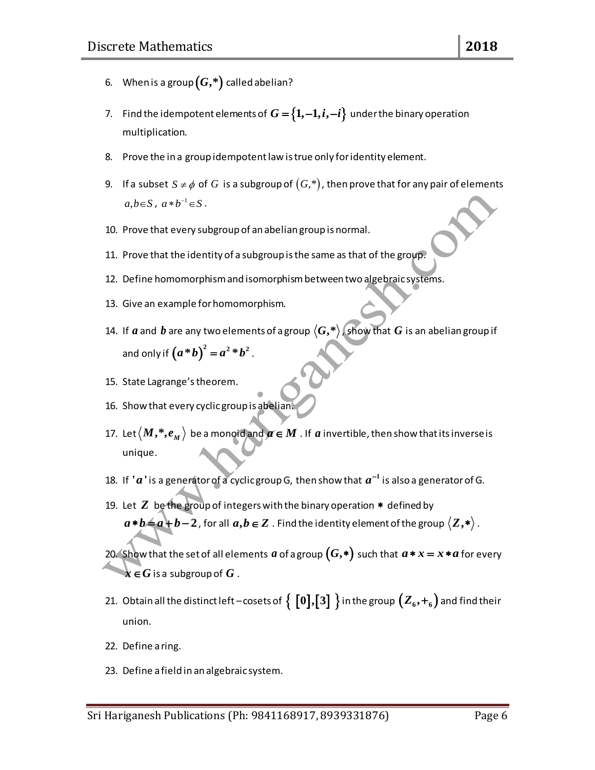6. When is a group $(G,*)$ called abelian?

7. Find the idempotent elements of $G = \{1,-1,i,-i\}$ under the binary operation multiplication.

8. Prove the in a group idempotent law is true only for identity element.

9. If a subset $S \neq \phi$ of $G$ is a subgroup of $(G,*)$, then prove that for any pair of elements $a,b \in S$, $a * b^{-1} \in S$.

10. Prove that every subgroup of an abelian group is normal.

11. Prove that the identity of a subgroup is the same as that of the group.

12. Define homomorphism and isomorphism between two algebraic systems.

13. Give an example for homomorphism.

14. If $a$ and $b$ are any two elements of a group $\langle G,* \rangle$, show that $G$ is an abelian group if and only if $(a*b)^2 = a^2 * b^2$.

15. State Lagrange's theorem.

16. Show that every cyclic group is abelian.

17. Let $\langle M,*,e_M \rangle$ be a monoid and $a \in M$. If $a$ invertible, then show that its inverse is unique.

18. If $'a'$ is a generator of a cyclic group G, then show that $a^{-1}$ is also a generator of G.

19. Let $Z$ be the group of integers with the binary operation $*$ defined by $a*b = a+b-2$, for all $a,b \in Z$. Find the identity element of the group $\langle Z,* \rangle$.

20. Show that the set of all elements $a$ of a group $(G,*)$ such that $a * x = x * a$ for every $x \in G$ is a subgroup of $G$.

21. Obtain all the distinct left – cosets of $\{ [0],[3] \}$ in the group $(Z_6, +_6)$ and find their union.

22. Define a ring.

23. Define a field in an algebraic system.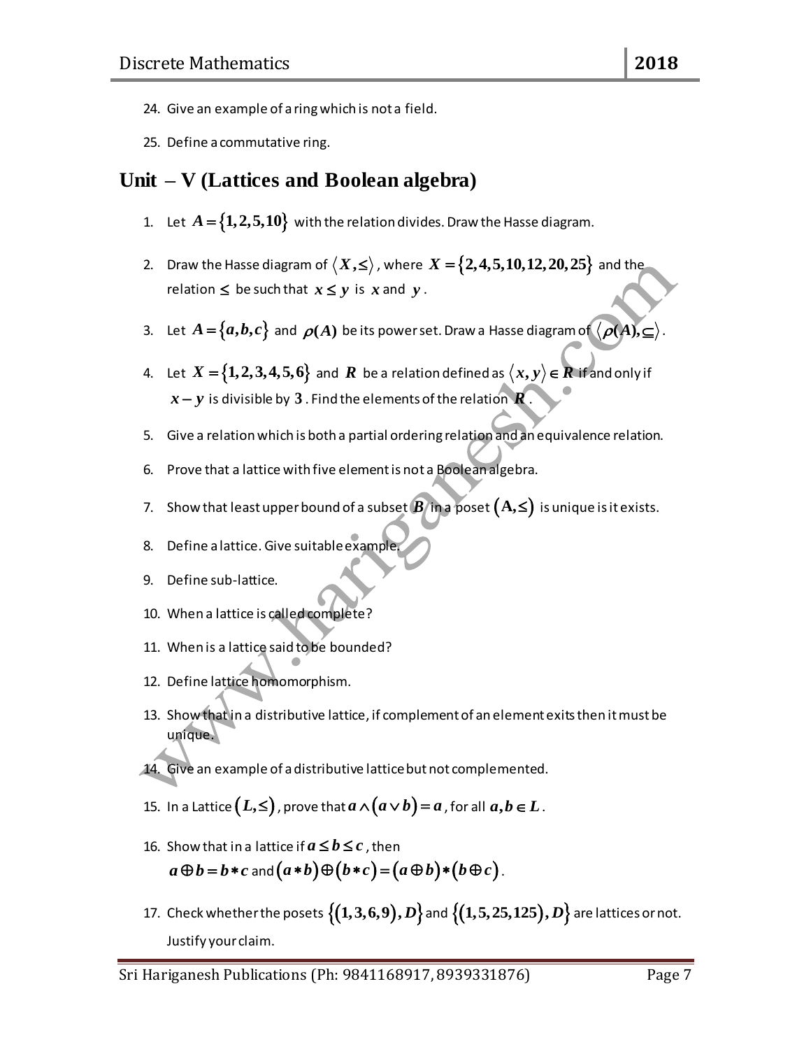24. Give an example of a ring which is not a field.

25. Define a commutative ring.

## Unit – V (Lattices and Boolean algebra)

1. Let $A = \{1, 2, 5, 10\}$ with the relation divides. Draw the Hasse diagram.

2. Draw the Hasse diagram of $\langle X, \leq \rangle$, where $X = \{2, 4, 5, 10, 12, 20, 25\}$ and the relation $\leq$ be such that $x \leq y$ is $x$ and $y$.

3. Let $A = \{a, b, c\}$ and $\rho(A)$ be its power set. Draw a Hasse diagram of $\langle \rho(A), \subseteq \rangle$.

4. Let $X = \{1, 2, 3, 4, 5, 6\}$ and $R$ be a relation defined as $\langle x, y \rangle \in R$ if and only if $x - y$ is divisible by $3$. Find the elements of the relation $R$.

5. Give a relation which is both a partial ordering relation and an equivalence relation.

6. Prove that a lattice with five element is not a Boolean algebra.

7. Show that least upper bound of a subset $B$ in a poset $(A, \leq)$ is unique is it exists.

8. Define a lattice. Give suitable example.

9. Define sub-lattice.

10. When a lattice is called complete?

11. When is a lattice said to be bounded?

12. Define lattice homomorphism.

13. Show that in a distributive lattice, if complement of an element exits then it must be unique.

14. Give an example of a distributive lattice but not complemented.

15. In a Lattice $(L, \leq)$, prove that $a \wedge (a \vee b) = a$, for all $a, b \in L$.

16. Show that in a lattice if $a \leq b \leq c$, then $a \oplus b = b * c$ and $(a * b) \oplus (b * c) = (a \oplus b) * (b \oplus c)$.

17. Check whether the posets $\{(1, 3, 6, 9), D\}$ and $\{(1, 5, 25, 125), D\}$ are lattices or not. Justify your claim.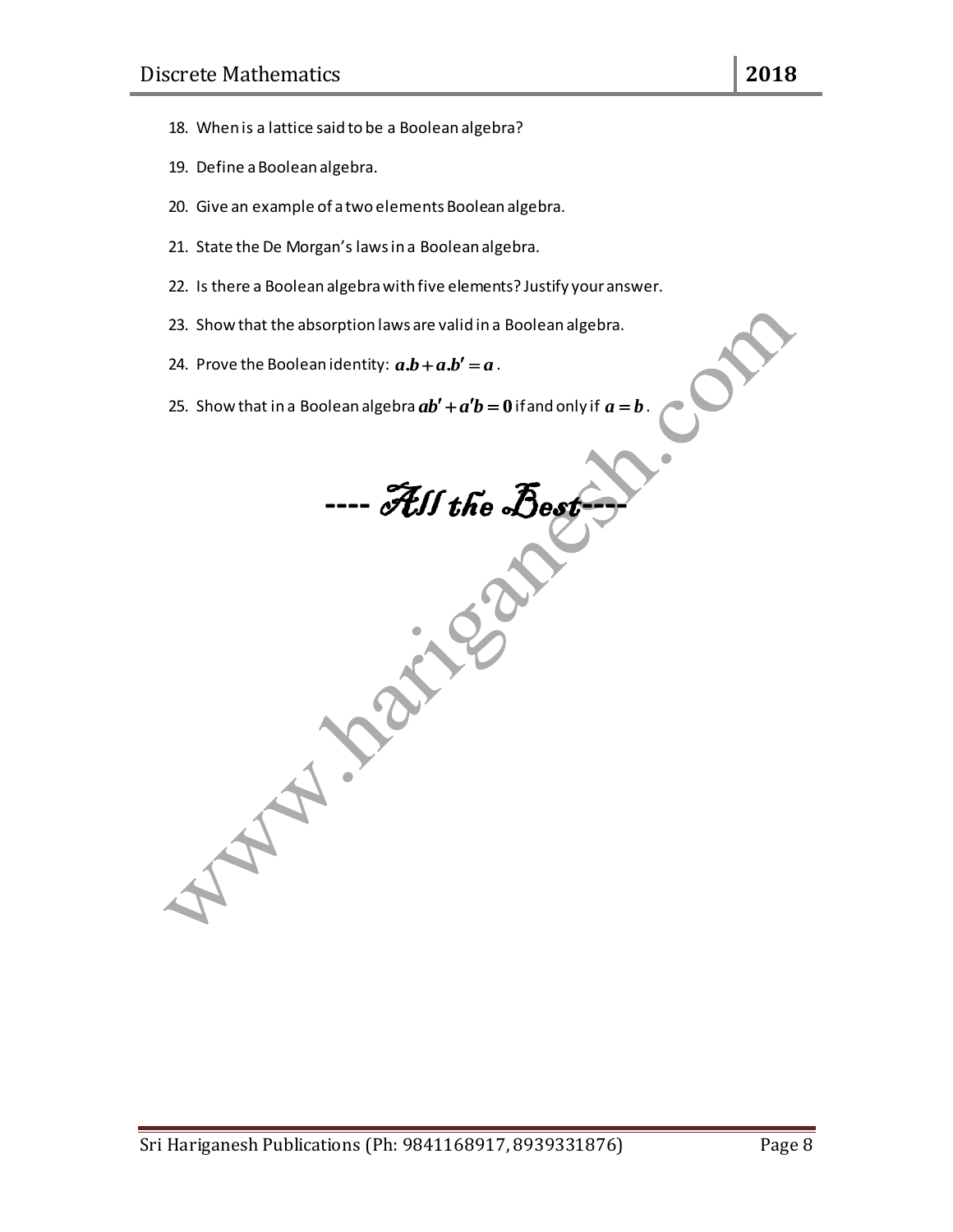18. When is a lattice said to be a Boolean algebra?
19. Define a Boolean algebra.
20. Give an example of a two elements Boolean algebra.
21. State the De Morgan's laws in a Boolean algebra.
22. Is there a Boolean algebra with five elements? Justify your answer.
23. Show that the absorption laws are valid in a Boolean algebra.
24. Prove the Boolean identity: $a.b + a.b' = a$.
25. Show that in a Boolean algebra $ab' + a'b = 0$ if and only if $a = b$.

---- *All the Best* ----